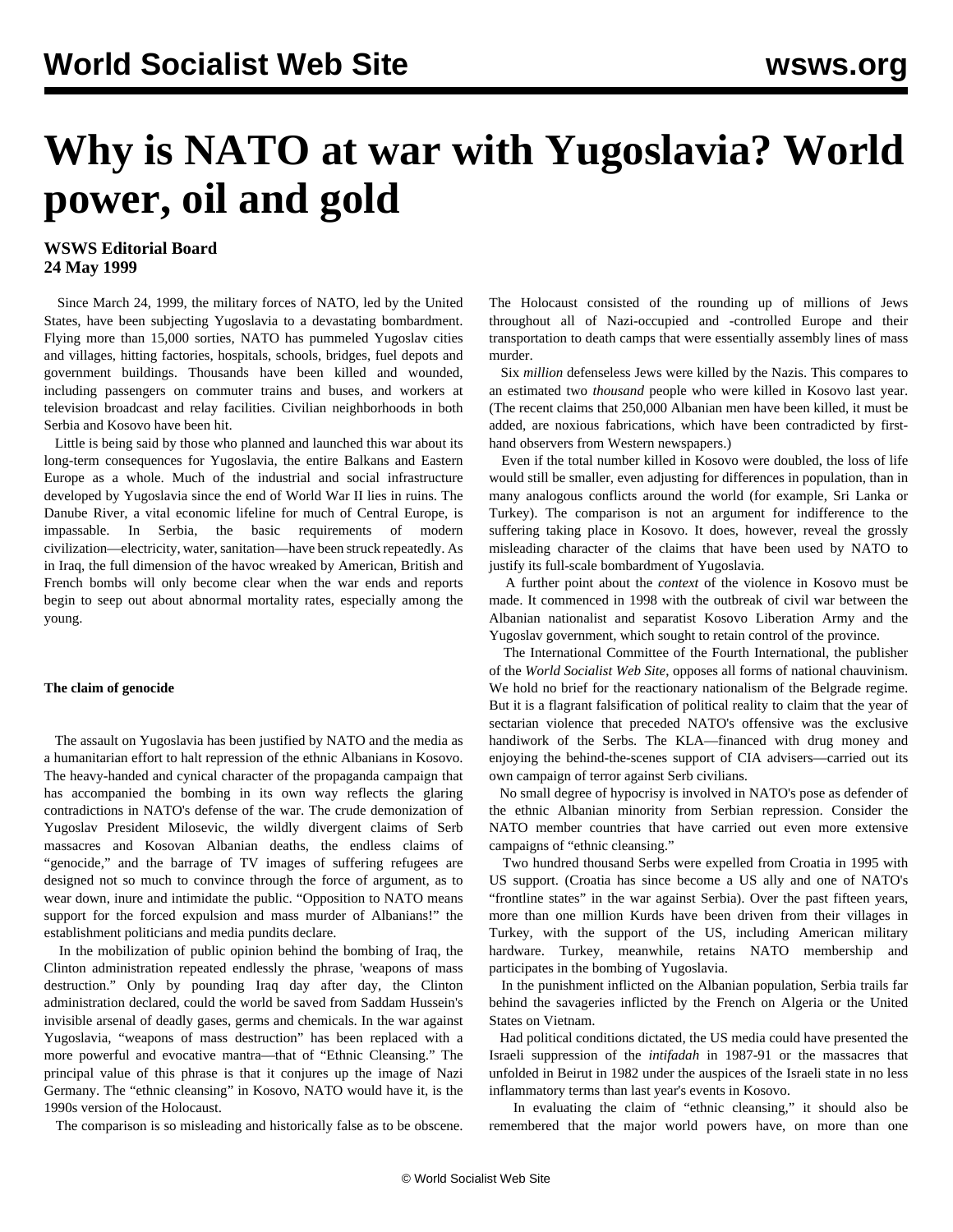# Why is NATO at war with Yugoslavia? World power, oil and gold

**WSWS Editorial Board**
**24 May 1999**

Since March 24, 1999, the military forces of NATO, led by the United States, have been subjecting Yugoslavia to a devastating bombardment. Flying more than 15,000 sorties, NATO has pummeled Yugoslav cities and villages, hitting factories, hospitals, schools, bridges, fuel depots and government buildings. Thousands have been killed and wounded, including passengers on commuter trains and buses, and workers at television broadcast and relay facilities. Civilian neighborhoods in both Serbia and Kosovo have been hit.

Little is being said by those who planned and launched this war about its long-term consequences for Yugoslavia, the entire Balkans and Eastern Europe as a whole. Much of the industrial and social infrastructure developed by Yugoslavia since the end of World War II lies in ruins. The Danube River, a vital economic lifeline for much of Central Europe, is impassable. In Serbia, the basic requirements of modern civilization—electricity, water, sanitation—have been struck repeatedly. As in Iraq, the full dimension of the havoc wreaked by American, British and French bombs will only become clear when the war ends and reports begin to seep out about abnormal mortality rates, especially among the young.

**The claim of genocide**

The assault on Yugoslavia has been justified by NATO and the media as a humanitarian effort to halt repression of the ethnic Albanians in Kosovo. The heavy-handed and cynical character of the propaganda campaign that has accompanied the bombing in its own way reflects the glaring contradictions in NATO's defense of the war. The crude demonization of Yugoslav President Milosevic, the wildly divergent claims of Serb massacres and Kosovan Albanian deaths, the endless claims of "genocide," and the barrage of TV images of suffering refugees are designed not so much to convince through the force of argument, as to wear down, inure and intimidate the public. "Opposition to NATO means support for the forced expulsion and mass murder of Albanians!" the establishment politicians and media pundits declare.

In the mobilization of public opinion behind the bombing of Iraq, the Clinton administration repeated endlessly the phrase, 'weapons of mass destruction." Only by pounding Iraq day after day, the Clinton administration declared, could the world be saved from Saddam Hussein's invisible arsenal of deadly gases, germs and chemicals. In the war against Yugoslavia, "weapons of mass destruction" has been replaced with a more powerful and evocative mantra—that of "Ethnic Cleansing." The principal value of this phrase is that it conjures up the image of Nazi Germany. The "ethnic cleansing" in Kosovo, NATO would have it, is the 1990s version of the Holocaust.

The comparison is so misleading and historically false as to be obscene. The Holocaust consisted of the rounding up of millions of Jews throughout all of Nazi-occupied and -controlled Europe and their transportation to death camps that were essentially assembly lines of mass murder.

Six *million* defenseless Jews were killed by the Nazis. This compares to an estimated two *thousand* people who were killed in Kosovo last year. (The recent claims that 250,000 Albanian men have been killed, it must be added, are noxious fabrications, which have been contradicted by first-hand observers from Western newspapers.)

Even if the total number killed in Kosovo were doubled, the loss of life would still be smaller, even adjusting for differences in population, than in many analogous conflicts around the world (for example, Sri Lanka or Turkey). The comparison is not an argument for indifference to the suffering taking place in Kosovo. It does, however, reveal the grossly misleading character of the claims that have been used by NATO to justify its full-scale bombardment of Yugoslavia.

A further point about the *context* of the violence in Kosovo must be made. It commenced in 1998 with the outbreak of civil war between the Albanian nationalist and separatist Kosovo Liberation Army and the Yugoslav government, which sought to retain control of the province.

The International Committee of the Fourth International, the publisher of the *World Socialist Web Site*, opposes all forms of national chauvinism. We hold no brief for the reactionary nationalism of the Belgrade regime. But it is a flagrant falsification of political reality to claim that the year of sectarian violence that preceded NATO's offensive was the exclusive handiwork of the Serbs. The KLA—financed with drug money and enjoying the behind-the-scenes support of CIA advisers—carried out its own campaign of terror against Serb civilians.

No small degree of hypocrisy is involved in NATO's pose as defender of the ethnic Albanian minority from Serbian repression. Consider the NATO member countries that have carried out even more extensive campaigns of "ethnic cleansing."

Two hundred thousand Serbs were expelled from Croatia in 1995 with US support. (Croatia has since become a US ally and one of NATO's "frontline states" in the war against Serbia). Over the past fifteen years, more than one million Kurds have been driven from their villages in Turkey, with the support of the US, including American military hardware. Turkey, meanwhile, retains NATO membership and participates in the bombing of Yugoslavia.

In the punishment inflicted on the Albanian population, Serbia trails far behind the savageries inflicted by the French on Algeria or the United States on Vietnam.

Had political conditions dictated, the US media could have presented the Israeli suppression of the *intifadah* in 1987-91 or the massacres that unfolded in Beirut in 1982 under the auspices of the Israeli state in no less inflammatory terms than last year's events in Kosovo.

In evaluating the claim of "ethnic cleansing," it should also be remembered that the major world powers have, on more than one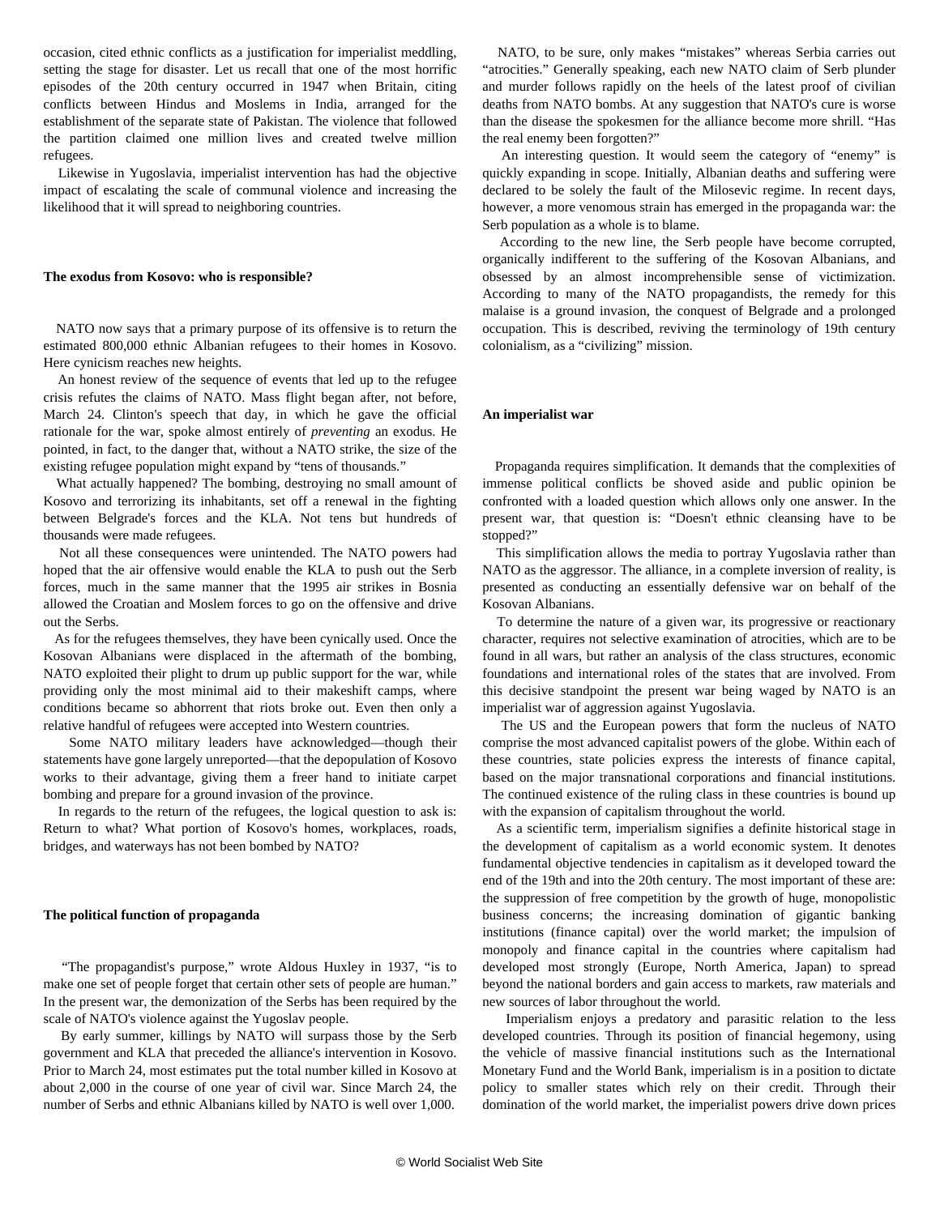occasion, cited ethnic conflicts as a justification for imperialist meddling, setting the stage for disaster. Let us recall that one of the most horrific episodes of the 20th century occurred in 1947 when Britain, citing conflicts between Hindus and Moslems in India, arranged for the establishment of the separate state of Pakistan. The violence that followed the partition claimed one million lives and created twelve million refugees.

Likewise in Yugoslavia, imperialist intervention has had the objective impact of escalating the scale of communal violence and increasing the likelihood that it will spread to neighboring countries.

**The exodus from Kosovo: who is responsible?**

NATO now says that a primary purpose of its offensive is to return the estimated 800,000 ethnic Albanian refugees to their homes in Kosovo. Here cynicism reaches new heights.

An honest review of the sequence of events that led up to the refugee crisis refutes the claims of NATO. Mass flight began after, not before, March 24. Clinton's speech that day, in which he gave the official rationale for the war, spoke almost entirely of *preventing* an exodus. He pointed, in fact, to the danger that, without a NATO strike, the size of the existing refugee population might expand by "tens of thousands."

What actually happened? The bombing, destroying no small amount of Kosovo and terrorizing its inhabitants, set off a renewal in the fighting between Belgrade's forces and the KLA. Not tens but hundreds of thousands were made refugees.

Not all these consequences were unintended. The NATO powers had hoped that the air offensive would enable the KLA to push out the Serb forces, much in the same manner that the 1995 air strikes in Bosnia allowed the Croatian and Moslem forces to go on the offensive and drive out the Serbs.

As for the refugees themselves, they have been cynically used. Once the Kosovan Albanians were displaced in the aftermath of the bombing, NATO exploited their plight to drum up public support for the war, while providing only the most minimal aid to their makeshift camps, where conditions became so abhorrent that riots broke out. Even then only a relative handful of refugees were accepted into Western countries.

Some NATO military leaders have acknowledged—though their statements have gone largely unreported—that the depopulation of Kosovo works to their advantage, giving them a freer hand to initiate carpet bombing and prepare for a ground invasion of the province.

In regards to the return of the refugees, the logical question to ask is: Return to what? What portion of Kosovo's homes, workplaces, roads, bridges, and waterways has not been bombed by NATO?

**The political function of propaganda**

"The propagandist's purpose," wrote Aldous Huxley in 1937, "is to make one set of people forget that certain other sets of people are human." In the present war, the demonization of the Serbs has been required by the scale of NATO's violence against the Yugoslav people.

By early summer, killings by NATO will surpass those by the Serb government and KLA that preceded the alliance's intervention in Kosovo. Prior to March 24, most estimates put the total number killed in Kosovo at about 2,000 in the course of one year of civil war. Since March 24, the number of Serbs and ethnic Albanians killed by NATO is well over 1,000.

NATO, to be sure, only makes "mistakes" whereas Serbia carries out "atrocities." Generally speaking, each new NATO claim of Serb plunder and murder follows rapidly on the heels of the latest proof of civilian deaths from NATO bombs. At any suggestion that NATO's cure is worse than the disease the spokesmen for the alliance become more shrill. "Has the real enemy been forgotten?"

An interesting question. It would seem the category of "enemy" is quickly expanding in scope. Initially, Albanian deaths and suffering were declared to be solely the fault of the Milosevic regime. In recent days, however, a more venomous strain has emerged in the propaganda war: the Serb population as a whole is to blame.

According to the new line, the Serb people have become corrupted, organically indifferent to the suffering of the Kosovan Albanians, and obsessed by an almost incomprehensible sense of victimization. According to many of the NATO propagandists, the remedy for this malaise is a ground invasion, the conquest of Belgrade and a prolonged occupation. This is described, reviving the terminology of 19th century colonialism, as a "civilizing" mission.

**An imperialist war**

Propaganda requires simplification. It demands that the complexities of immense political conflicts be shoved aside and public opinion be confronted with a loaded question which allows only one answer. In the present war, that question is: "Doesn't ethnic cleansing have to be stopped?"

This simplification allows the media to portray Yugoslavia rather than NATO as the aggressor. The alliance, in a complete inversion of reality, is presented as conducting an essentially defensive war on behalf of the Kosovan Albanians.

To determine the nature of a given war, its progressive or reactionary character, requires not selective examination of atrocities, which are to be found in all wars, but rather an analysis of the class structures, economic foundations and international roles of the states that are involved. From this decisive standpoint the present war being waged by NATO is an imperialist war of aggression against Yugoslavia.

The US and the European powers that form the nucleus of NATO comprise the most advanced capitalist powers of the globe. Within each of these countries, state policies express the interests of finance capital, based on the major transnational corporations and financial institutions. The continued existence of the ruling class in these countries is bound up with the expansion of capitalism throughout the world.

As a scientific term, imperialism signifies a definite historical stage in the development of capitalism as a world economic system. It denotes fundamental objective tendencies in capitalism as it developed toward the end of the 19th and into the 20th century. The most important of these are: the suppression of free competition by the growth of huge, monopolistic business concerns; the increasing domination of gigantic banking institutions (finance capital) over the world market; the impulsion of monopoly and finance capital in the countries where capitalism had developed most strongly (Europe, North America, Japan) to spread beyond the national borders and gain access to markets, raw materials and new sources of labor throughout the world.

Imperialism enjoys a predatory and parasitic relation to the less developed countries. Through its position of financial hegemony, using the vehicle of massive financial institutions such as the International Monetary Fund and the World Bank, imperialism is in a position to dictate policy to smaller states which rely on their credit. Through their domination of the world market, the imperialist powers drive down prices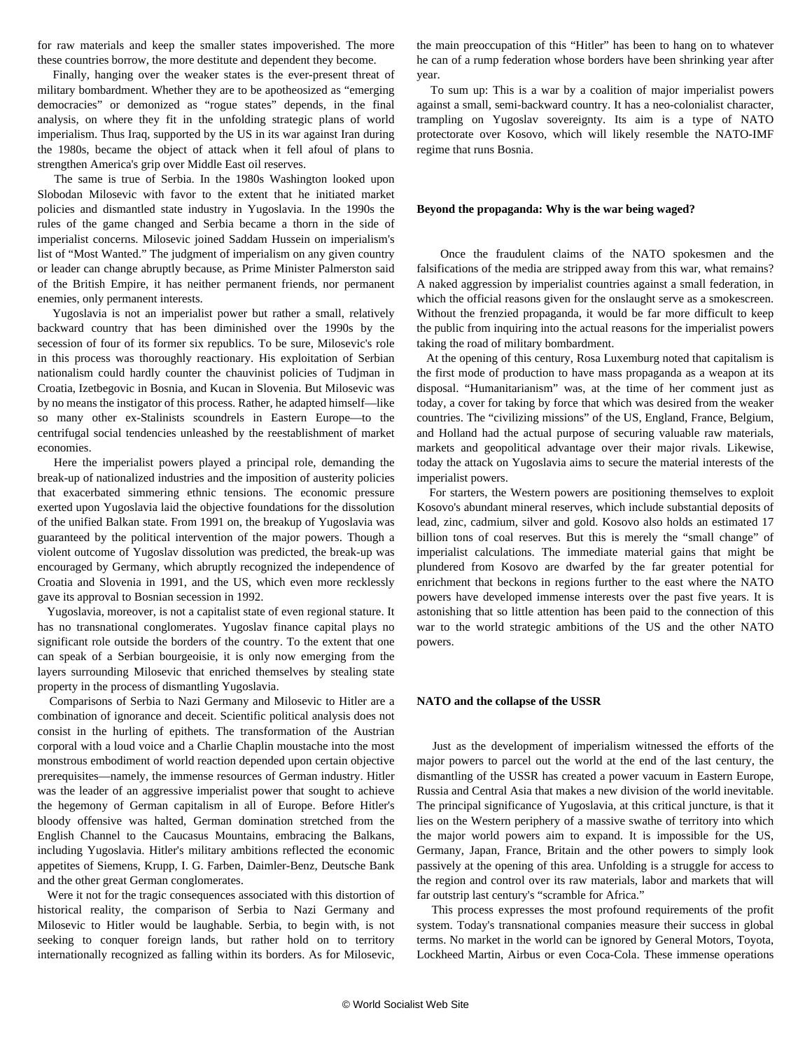for raw materials and keep the smaller states impoverished. The more these countries borrow, the more destitute and dependent they become.

Finally, hanging over the weaker states is the ever-present threat of military bombardment. Whether they are to be apotheosized as "emerging democracies" or demonized as "rogue states" depends, in the final analysis, on where they fit in the unfolding strategic plans of world imperialism. Thus Iraq, supported by the US in its war against Iran during the 1980s, became the object of attack when it fell afoul of plans to strengthen America's grip over Middle East oil reserves.

The same is true of Serbia. In the 1980s Washington looked upon Slobodan Milosevic with favor to the extent that he initiated market policies and dismantled state industry in Yugoslavia. In the 1990s the rules of the game changed and Serbia became a thorn in the side of imperialist concerns. Milosevic joined Saddam Hussein on imperialism's list of "Most Wanted." The judgment of imperialism on any given country or leader can change abruptly because, as Prime Minister Palmerston said of the British Empire, it has neither permanent friends, nor permanent enemies, only permanent interests.

Yugoslavia is not an imperialist power but rather a small, relatively backward country that has been diminished over the 1990s by the secession of four of its former six republics. To be sure, Milosevic's role in this process was thoroughly reactionary. His exploitation of Serbian nationalism could hardly counter the chauvinist policies of Tudjman in Croatia, Izetbegovic in Bosnia, and Kucan in Slovenia. But Milosevic was by no means the instigator of this process. Rather, he adapted himself—like so many other ex-Stalinists scoundrels in Eastern Europe—to the centrifugal social tendencies unleashed by the reestablishment of market economies.

Here the imperialist powers played a principal role, demanding the break-up of nationalized industries and the imposition of austerity policies that exacerbated simmering ethnic tensions. The economic pressure exerted upon Yugoslavia laid the objective foundations for the dissolution of the unified Balkan state. From 1991 on, the breakup of Yugoslavia was guaranteed by the political intervention of the major powers. Though a violent outcome of Yugoslav dissolution was predicted, the break-up was encouraged by Germany, which abruptly recognized the independence of Croatia and Slovenia in 1991, and the US, which even more recklessly gave its approval to Bosnian secession in 1992.

Yugoslavia, moreover, is not a capitalist state of even regional stature. It has no transnational conglomerates. Yugoslav finance capital plays no significant role outside the borders of the country. To the extent that one can speak of a Serbian bourgeoisie, it is only now emerging from the layers surrounding Milosevic that enriched themselves by stealing state property in the process of dismantling Yugoslavia.

Comparisons of Serbia to Nazi Germany and Milosevic to Hitler are a combination of ignorance and deceit. Scientific political analysis does not consist in the hurling of epithets. The transformation of the Austrian corporal with a loud voice and a Charlie Chaplin moustache into the most monstrous embodiment of world reaction depended upon certain objective prerequisites—namely, the immense resources of German industry. Hitler was the leader of an aggressive imperialist power that sought to achieve the hegemony of German capitalism in all of Europe. Before Hitler's bloody offensive was halted, German domination stretched from the English Channel to the Caucasus Mountains, embracing the Balkans, including Yugoslavia. Hitler's military ambitions reflected the economic appetites of Siemens, Krupp, I. G. Farben, Daimler-Benz, Deutsche Bank and the other great German conglomerates.

Were it not for the tragic consequences associated with this distortion of historical reality, the comparison of Serbia to Nazi Germany and Milosevic to Hitler would be laughable. Serbia, to begin with, is not seeking to conquer foreign lands, but rather hold on to territory internationally recognized as falling within its borders. As for Milosevic, the main preoccupation of this "Hitler" has been to hang on to whatever he can of a rump federation whose borders have been shrinking year after year.

To sum up: This is a war by a coalition of major imperialist powers against a small, semi-backward country. It has a neo-colonialist character, trampling on Yugoslav sovereignty. Its aim is a type of NATO protectorate over Kosovo, which will likely resemble the NATO-IMF regime that runs Bosnia.

**Beyond the propaganda: Why is the war being waged?**

Once the fraudulent claims of the NATO spokesmen and the falsifications of the media are stripped away from this war, what remains? A naked aggression by imperialist countries against a small federation, in which the official reasons given for the onslaught serve as a smokescreen. Without the frenzied propaganda, it would be far more difficult to keep the public from inquiring into the actual reasons for the imperialist powers taking the road of military bombardment.

At the opening of this century, Rosa Luxemburg noted that capitalism is the first mode of production to have mass propaganda as a weapon at its disposal. "Humanitarianism" was, at the time of her comment just as today, a cover for taking by force that which was desired from the weaker countries. The "civilizing missions" of the US, England, France, Belgium, and Holland had the actual purpose of securing valuable raw materials, markets and geopolitical advantage over their major rivals. Likewise, today the attack on Yugoslavia aims to secure the material interests of the imperialist powers.

For starters, the Western powers are positioning themselves to exploit Kosovo's abundant mineral reserves, which include substantial deposits of lead, zinc, cadmium, silver and gold. Kosovo also holds an estimated 17 billion tons of coal reserves. But this is merely the "small change" of imperialist calculations. The immediate material gains that might be plundered from Kosovo are dwarfed by the far greater potential for enrichment that beckons in regions further to the east where the NATO powers have developed immense interests over the past five years. It is astonishing that so little attention has been paid to the connection of this war to the world strategic ambitions of the US and the other NATO powers.

**NATO and the collapse of the USSR**

Just as the development of imperialism witnessed the efforts of the major powers to parcel out the world at the end of the last century, the dismantling of the USSR has created a power vacuum in Eastern Europe, Russia and Central Asia that makes a new division of the world inevitable. The principal significance of Yugoslavia, at this critical juncture, is that it lies on the Western periphery of a massive swathe of territory into which the major world powers aim to expand. It is impossible for the US, Germany, Japan, France, Britain and the other powers to simply look passively at the opening of this area. Unfolding is a struggle for access to the region and control over its raw materials, labor and markets that will far outstrip last century's "scramble for Africa."

This process expresses the most profound requirements of the profit system. Today's transnational companies measure their success in global terms. No market in the world can be ignored by General Motors, Toyota, Lockheed Martin, Airbus or even Coca-Cola. These immense operations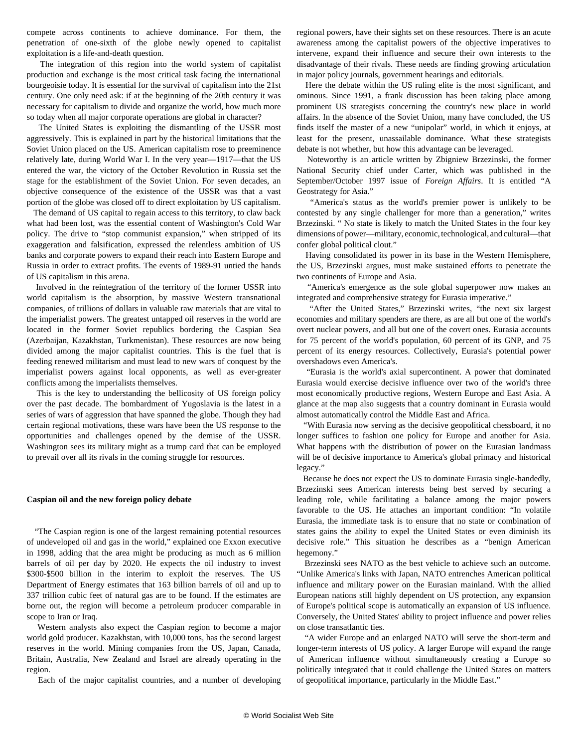compete across continents to achieve dominance. For them, the penetration of one-sixth of the globe newly opened to capitalist exploitation is a life-and-death question.

The integration of this region into the world system of capitalist production and exchange is the most critical task facing the international bourgeoisie today. It is essential for the survival of capitalism into the 21st century. One only need ask: if at the beginning of the 20th century it was necessary for capitalism to divide and organize the world, how much more so today when all major corporate operations are global in character?

The United States is exploiting the dismantling of the USSR most aggressively. This is explained in part by the historical limitations that the Soviet Union placed on the US. American capitalism rose to preeminence relatively late, during World War I. In the very year—1917—that the US entered the war, the victory of the October Revolution in Russia set the stage for the establishment of the Soviet Union. For seven decades, an objective consequence of the existence of the USSR was that a vast portion of the globe was closed off to direct exploitation by US capitalism.

The demand of US capital to regain access to this territory, to claw back what had been lost, was the essential content of Washington's Cold War policy. The drive to "stop communist expansion," when stripped of its exaggeration and falsification, expressed the relentless ambition of US banks and corporate powers to expand their reach into Eastern Europe and Russia in order to extract profits. The events of 1989-91 untied the hands of US capitalism in this arena.

Involved in the reintegration of the territory of the former USSR into world capitalism is the absorption, by massive Western transnational companies, of trillions of dollars in valuable raw materials that are vital to the imperialist powers. The greatest untapped oil reserves in the world are located in the former Soviet republics bordering the Caspian Sea (Azerbaijan, Kazakhstan, Turkmenistan). These resources are now being divided among the major capitalist countries. This is the fuel that is feeding renewed militarism and must lead to new wars of conquest by the imperialist powers against local opponents, as well as ever-greater conflicts among the imperialists themselves.

This is the key to understanding the bellicosity of US foreign policy over the past decade. The bombardment of Yugoslavia is the latest in a series of wars of aggression that have spanned the globe. Though they had certain regional motivations, these wars have been the US response to the opportunities and challenges opened by the demise of the USSR. Washington sees its military might as a trump card that can be employed to prevail over all its rivals in the coming struggle for resources.

**Caspian oil and the new foreign policy debate**

"The Caspian region is one of the largest remaining potential resources of undeveloped oil and gas in the world," explained one Exxon executive in 1998, adding that the area might be producing as much as 6 million barrels of oil per day by 2020. He expects the oil industry to invest $300-$500 billion in the interim to exploit the reserves. The US Department of Energy estimates that 163 billion barrels of oil and up to 337 trillion cubic feet of natural gas are to be found. If the estimates are borne out, the region will become a petroleum producer comparable in scope to Iran or Iraq.

Western analysts also expect the Caspian region to become a major world gold producer. Kazakhstan, with 10,000 tons, has the second largest reserves in the world. Mining companies from the US, Japan, Canada, Britain, Australia, New Zealand and Israel are already operating in the region.

Each of the major capitalist countries, and a number of developing regional powers, have their sights set on these resources. There is an acute awareness among the capitalist powers of the objective imperatives to intervene, expand their influence and secure their own interests to the disadvantage of their rivals. These needs are finding growing articulation in major policy journals, government hearings and editorials.

Here the debate within the US ruling elite is the most significant, and ominous. Since 1991, a frank discussion has been taking place among prominent US strategists concerning the country's new place in world affairs. In the absence of the Soviet Union, many have concluded, the US finds itself the master of a new "unipolar" world, in which it enjoys, at least for the present, unassailable dominance. What these strategists debate is not whether, but how this advantage can be leveraged.

Noteworthy is an article written by Zbigniew Brzezinski, the former National Security chief under Carter, which was published in the September/October 1997 issue of *Foreign Affairs*. It is entitled "A Geostrategy for Asia."

"America's status as the world's premier power is unlikely to be contested by any single challenger for more than a generation," writes Brzezinski. " No state is likely to match the United States in the four key dimensions of power—military, economic, technological, and cultural—that confer global political clout."

Having consolidated its power in its base in the Western Hemisphere, the US, Brzezinski argues, must make sustained efforts to penetrate the two continents of Europe and Asia.

"America's emergence as the sole global superpower now makes an integrated and comprehensive strategy for Eurasia imperative."

"After the United States," Brzezinski writes, "the next six largest economies and military spenders are there, as are all but one of the world's overt nuclear powers, and all but one of the covert ones. Eurasia accounts for 75 percent of the world's population, 60 percent of its GNP, and 75 percent of its energy resources. Collectively, Eurasia's potential power overshadows even America's.

"Eurasia is the world's axial supercontinent. A power that dominated Eurasia would exercise decisive influence over two of the world's three most economically productive regions, Western Europe and East Asia. A glance at the map also suggests that a country dominant in Eurasia would almost automatically control the Middle East and Africa.

"With Eurasia now serving as the decisive geopolitical chessboard, it no longer suffices to fashion one policy for Europe and another for Asia. What happens with the distribution of power on the Eurasian landmass will be of decisive importance to America's global primacy and historical legacy."

Because he does not expect the US to dominate Eurasia single-handedly, Brzezinski sees American interests being best served by securing a leading role, while facilitating a balance among the major powers favorable to the US. He attaches an important condition: "In volatile Eurasia, the immediate task is to ensure that no state or combination of states gains the ability to expel the United States or even diminish its decisive role." This situation he describes as a "benign American hegemony."

Brzezinski sees NATO as the best vehicle to achieve such an outcome. "Unlike America's links with Japan, NATO entrenches American political influence and military power on the Eurasian mainland. With the allied European nations still highly dependent on US protection, any expansion of Europe's political scope is automatically an expansion of US influence. Conversely, the United States' ability to project influence and power relies on close transatlantic ties.

"A wider Europe and an enlarged NATO will serve the short-term and longer-term interests of US policy. A larger Europe will expand the range of American influence without simultaneously creating a Europe so politically integrated that it could challenge the United States on matters of geopolitical importance, particularly in the Middle East."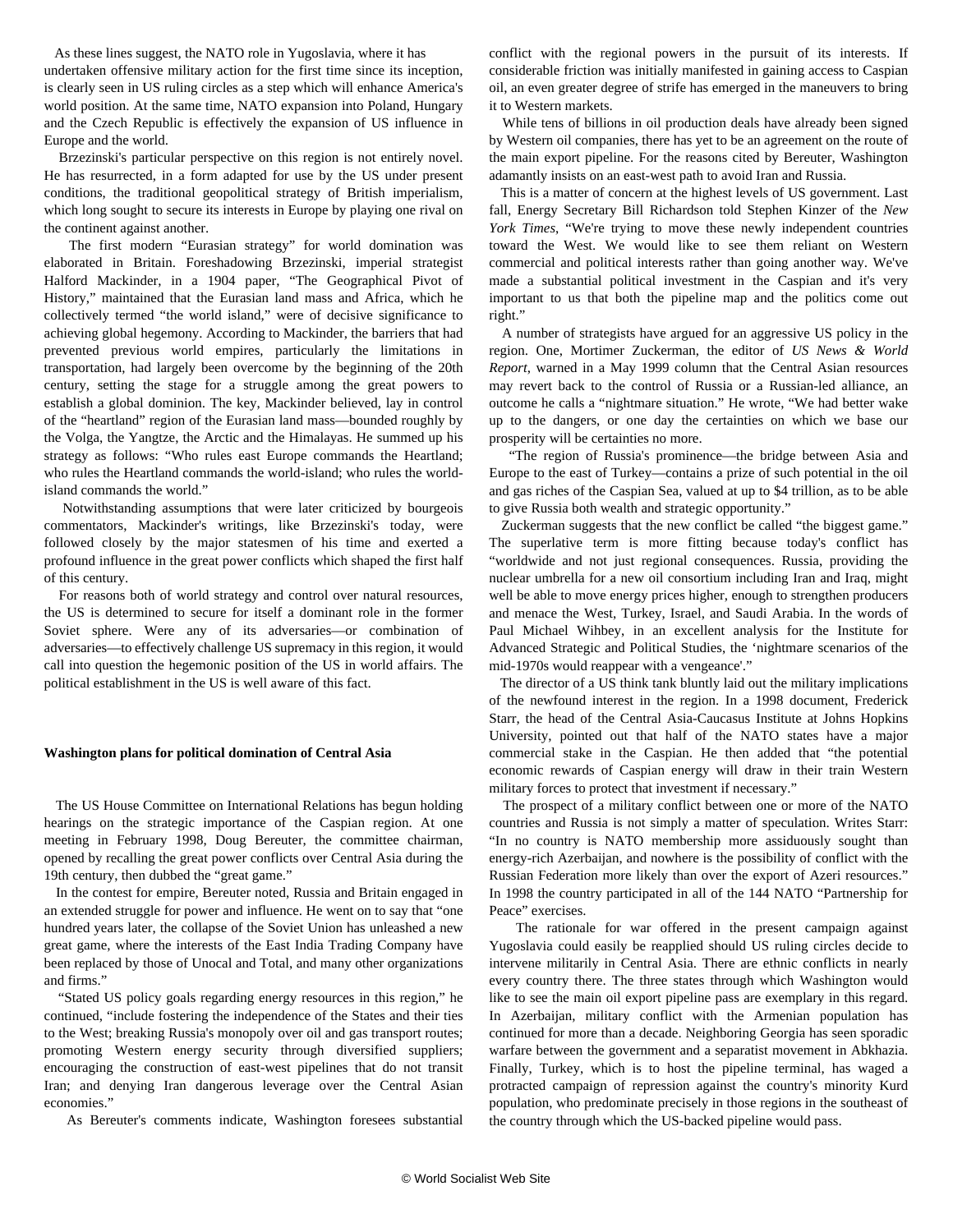As these lines suggest, the NATO role in Yugoslavia, where it has undertaken offensive military action for the first time since its inception, is clearly seen in US ruling circles as a step which will enhance America's world position. At the same time, NATO expansion into Poland, Hungary and the Czech Republic is effectively the expansion of US influence in Europe and the world.

Brzezinski's particular perspective on this region is not entirely novel. He has resurrected, in a form adapted for use by the US under present conditions, the traditional geopolitical strategy of British imperialism, which long sought to secure its interests in Europe by playing one rival on the continent against another.

The first modern "Eurasian strategy" for world domination was elaborated in Britain. Foreshadowing Brzezinski, imperial strategist Halford Mackinder, in a 1904 paper, "The Geographical Pivot of History," maintained that the Eurasian land mass and Africa, which he collectively termed "the world island," were of decisive significance to achieving global hegemony. According to Mackinder, the barriers that had prevented previous world empires, particularly the limitations in transportation, had largely been overcome by the beginning of the 20th century, setting the stage for a struggle among the great powers to establish a global dominion. The key, Mackinder believed, lay in control of the "heartland" region of the Eurasian land mass—bounded roughly by the Volga, the Yangtze, the Arctic and the Himalayas. He summed up his strategy as follows: "Who rules east Europe commands the Heartland; who rules the Heartland commands the world-island; who rules the world-island commands the world."

Notwithstanding assumptions that were later criticized by bourgeois commentators, Mackinder's writings, like Brzezinski's today, were followed closely by the major statesmen of his time and exerted a profound influence in the great power conflicts which shaped the first half of this century.

For reasons both of world strategy and control over natural resources, the US is determined to secure for itself a dominant role in the former Soviet sphere. Were any of its adversaries—or combination of adversaries—to effectively challenge US supremacy in this region, it would call into question the hegemonic position of the US in world affairs. The political establishment in the US is well aware of this fact.

**Washington plans for political domination of Central Asia**

The US House Committee on International Relations has begun holding hearings on the strategic importance of the Caspian region. At one meeting in February 1998, Doug Bereuter, the committee chairman, opened by recalling the great power conflicts over Central Asia during the 19th century, then dubbed the "great game."

In the contest for empire, Bereuter noted, Russia and Britain engaged in an extended struggle for power and influence. He went on to say that "one hundred years later, the collapse of the Soviet Union has unleashed a new great game, where the interests of the East India Trading Company have been replaced by those of Unocal and Total, and many other organizations and firms."

"Stated US policy goals regarding energy resources in this region," he continued, "include fostering the independence of the States and their ties to the West; breaking Russia's monopoly over oil and gas transport routes; promoting Western energy security through diversified suppliers; encouraging the construction of east-west pipelines that do not transit Iran; and denying Iran dangerous leverage over the Central Asian economies."

As Bereuter's comments indicate, Washington foresees substantial conflict with the regional powers in the pursuit of its interests. If considerable friction was initially manifested in gaining access to Caspian oil, an even greater degree of strife has emerged in the maneuvers to bring it to Western markets.

While tens of billions in oil production deals have already been signed by Western oil companies, there has yet to be an agreement on the route of the main export pipeline. For the reasons cited by Bereuter, Washington adamantly insists on an east-west path to avoid Iran and Russia.

This is a matter of concern at the highest levels of US government. Last fall, Energy Secretary Bill Richardson told Stephen Kinzer of the *New York Times*, "We're trying to move these newly independent countries toward the West. We would like to see them reliant on Western commercial and political interests rather than going another way. We've made a substantial political investment in the Caspian and it's very important to us that both the pipeline map and the politics come out right."

A number of strategists have argued for an aggressive US policy in the region. One, Mortimer Zuckerman, the editor of *US News & World Report*, warned in a May 1999 column that the Central Asian resources may revert back to the control of Russia or a Russian-led alliance, an outcome he calls a "nightmare situation." He wrote, "We had better wake up to the dangers, or one day the certainties on which we base our prosperity will be certainties no more.

"The region of Russia's prominence—the bridge between Asia and Europe to the east of Turkey—contains a prize of such potential in the oil and gas riches of the Caspian Sea, valued at up to $4 trillion, as to be able to give Russia both wealth and strategic opportunity."

Zuckerman suggests that the new conflict be called "the biggest game." The superlative term is more fitting because today's conflict has "worldwide and not just regional consequences. Russia, providing the nuclear umbrella for a new oil consortium including Iran and Iraq, might well be able to move energy prices higher, enough to strengthen producers and menace the West, Turkey, Israel, and Saudi Arabia. In the words of Paul Michael Wihbey, in an excellent analysis for the Institute for Advanced Strategic and Political Studies, the 'nightmare scenarios of the mid-1970s would reappear with a vengeance'."

The director of a US think tank bluntly laid out the military implications of the newfound interest in the region. In a 1998 document, Frederick Starr, the head of the Central Asia-Caucasus Institute at Johns Hopkins University, pointed out that half of the NATO states have a major commercial stake in the Caspian. He then added that "the potential economic rewards of Caspian energy will draw in their train Western military forces to protect that investment if necessary."

The prospect of a military conflict between one or more of the NATO countries and Russia is not simply a matter of speculation. Writes Starr: "In no country is NATO membership more assiduously sought than energy-rich Azerbaijan, and nowhere is the possibility of conflict with the Russian Federation more likely than over the export of Azeri resources." In 1998 the country participated in all of the 144 NATO "Partnership for Peace" exercises.

The rationale for war offered in the present campaign against Yugoslavia could easily be reapplied should US ruling circles decide to intervene militarily in Central Asia. There are ethnic conflicts in nearly every country there. The three states through which Washington would like to see the main oil export pipeline pass are exemplary in this regard. In Azerbaijan, military conflict with the Armenian population has continued for more than a decade. Neighboring Georgia has seen sporadic warfare between the government and a separatist movement in Abkhazia. Finally, Turkey, which is to host the pipeline terminal, has waged a protracted campaign of repression against the country's minority Kurd population, who predominate precisely in those regions in the southeast of the country through which the US-backed pipeline would pass.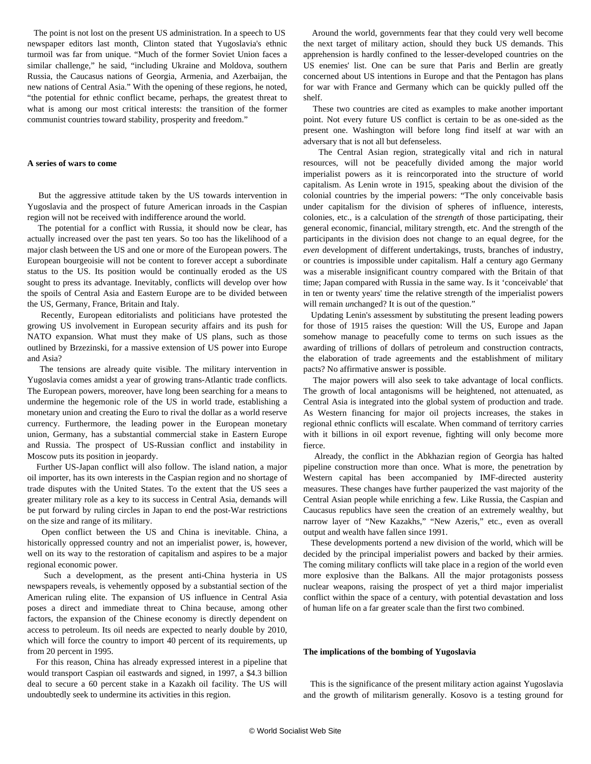The point is not lost on the present US administration. In a speech to US newspaper editors last month, Clinton stated that Yugoslavia's ethnic turmoil was far from unique. "Much of the former Soviet Union faces a similar challenge," he said, "including Ukraine and Moldova, southern Russia, the Caucasus nations of Georgia, Armenia, and Azerbaijan, the new nations of Central Asia." With the opening of these regions, he noted, "the potential for ethnic conflict became, perhaps, the greatest threat to what is among our most critical interests: the transition of the former communist countries toward stability, prosperity and freedom."

**A series of wars to come**

But the aggressive attitude taken by the US towards intervention in Yugoslavia and the prospect of future American inroads in the Caspian region will not be received with indifference around the world.

The potential for a conflict with Russia, it should now be clear, has actually increased over the past ten years. So too has the likelihood of a major clash between the US and one or more of the European powers. The European bourgeoisie will not be content to forever accept a subordinate status to the US. Its position would be continually eroded as the US sought to press its advantage. Inevitably, conflicts will develop over how the spoils of Central Asia and Eastern Europe are to be divided between the US, Germany, France, Britain and Italy.

Recently, European editorialists and politicians have protested the growing US involvement in European security affairs and its push for NATO expansion. What must they make of US plans, such as those outlined by Brzezinski, for a massive extension of US power into Europe and Asia?

The tensions are already quite visible. The military intervention in Yugoslavia comes amidst a year of growing trans-Atlantic trade conflicts. The European powers, moreover, have long been searching for a means to undermine the hegemonic role of the US in world trade, establishing a monetary union and creating the Euro to rival the dollar as a world reserve currency. Furthermore, the leading power in the European monetary union, Germany, has a substantial commercial stake in Eastern Europe and Russia. The prospect of US-Russian conflict and instability in Moscow puts its position in jeopardy.

Further US-Japan conflict will also follow. The island nation, a major oil importer, has its own interests in the Caspian region and no shortage of trade disputes with the United States. To the extent that the US sees a greater military role as a key to its success in Central Asia, demands will be put forward by ruling circles in Japan to end the post-War restrictions on the size and range of its military.

Open conflict between the US and China is inevitable. China, a historically oppressed country and not an imperialist power, is, however, well on its way to the restoration of capitalism and aspires to be a major regional economic power.

Such a development, as the present anti-China hysteria in US newspapers reveals, is vehemently opposed by a substantial section of the American ruling elite. The expansion of US influence in Central Asia poses a direct and immediate threat to China because, among other factors, the expansion of the Chinese economy is directly dependent on access to petroleum. Its oil needs are expected to nearly double by 2010, which will force the country to import 40 percent of its requirements, up from 20 percent in 1995.

For this reason, China has already expressed interest in a pipeline that would transport Caspian oil eastwards and signed, in 1997, a $4.3 billion deal to secure a 60 percent stake in a Kazakh oil facility. The US will undoubtedly seek to undermine its activities in this region.

Around the world, governments fear that they could very well become the next target of military action, should they buck US demands. This apprehension is hardly confined to the lesser-developed countries on the US enemies' list. One can be sure that Paris and Berlin are greatly concerned about US intentions in Europe and that the Pentagon has plans for war with France and Germany which can be quickly pulled off the shelf.

These two countries are cited as examples to make another important point. Not every future US conflict is certain to be as one-sided as the present one. Washington will before long find itself at war with an adversary that is not all but defenseless.

The Central Asian region, strategically vital and rich in natural resources, will not be peacefully divided among the major world imperialist powers as it is reincorporated into the structure of world capitalism. As Lenin wrote in 1915, speaking about the division of the colonial countries by the imperial powers: "The only conceivable basis under capitalism for the division of spheres of influence, interests, colonies, etc., is a calculation of the *strength* of those participating, their general economic, financial, military strength, etc. And the strength of the participants in the division does not change to an equal degree, for the *even* development of different undertakings, trusts, branches of industry, or countries is impossible under capitalism. Half a century ago Germany was a miserable insignificant country compared with the Britain of that time; Japan compared with Russia in the same way. Is it 'conceivable' that in ten or twenty years' time the relative strength of the imperialist powers will remain *un*changed? It is out of the question."

Updating Lenin's assessment by substituting the present leading powers for those of 1915 raises the question: Will the US, Europe and Japan somehow manage to peacefully come to terms on such issues as the awarding of trillions of dollars of petroleum and construction contracts, the elaboration of trade agreements and the establishment of military pacts? No affirmative answer is possible.

The major powers will also seek to take advantage of local conflicts. The growth of local antagonisms will be heightened, not attenuated, as Central Asia is integrated into the global system of production and trade. As Western financing for major oil projects increases, the stakes in regional ethnic conflicts will escalate. When command of territory carries with it billions in oil export revenue, fighting will only become more fierce.

Already, the conflict in the Abkhazian region of Georgia has halted pipeline construction more than once. What is more, the penetration by Western capital has been accompanied by IMF-directed austerity measures. These changes have further pauperized the vast majority of the Central Asian people while enriching a few. Like Russia, the Caspian and Caucasus republics have seen the creation of an extremely wealthy, but narrow layer of "New Kazakhs," "New Azeris," etc., even as overall output and wealth have fallen since 1991.

These developments portend a new division of the world, which will be decided by the principal imperialist powers and backed by their armies. The coming military conflicts will take place in a region of the world even more explosive than the Balkans. All the major protagonists possess nuclear weapons, raising the prospect of yet a third major imperialist conflict within the space of a century, with potential devastation and loss of human life on a far greater scale than the first two combined.

**The implications of the bombing of Yugoslavia**

This is the significance of the present military action against Yugoslavia and the growth of militarism generally. Kosovo is a testing ground for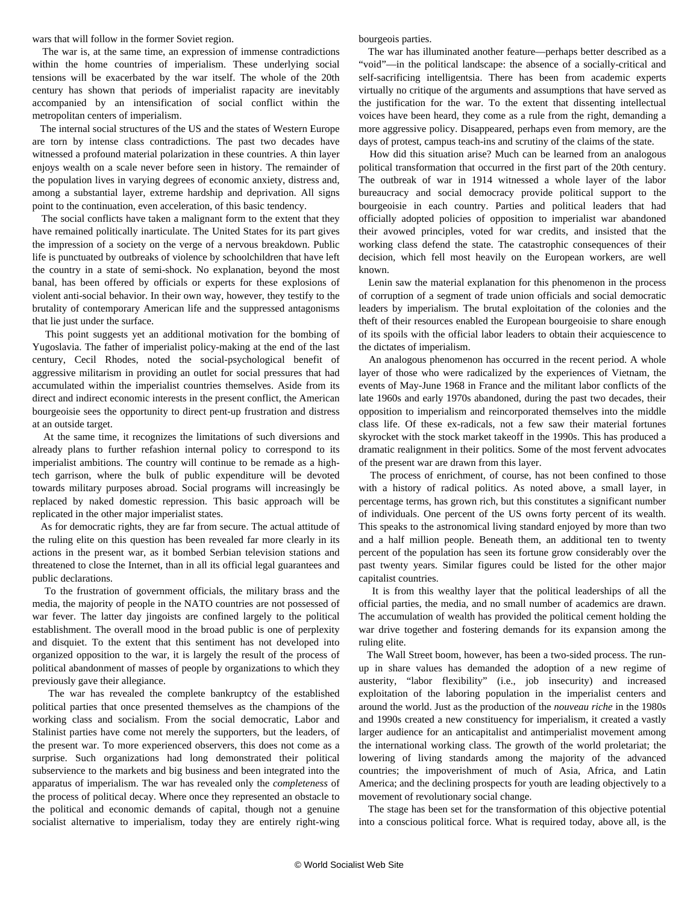wars that will follow in the former Soviet region.

The war is, at the same time, an expression of immense contradictions within the home countries of imperialism. These underlying social tensions will be exacerbated by the war itself. The whole of the 20th century has shown that periods of imperialist rapacity are inevitably accompanied by an intensification of social conflict within the metropolitan centers of imperialism.

The internal social structures of the US and the states of Western Europe are torn by intense class contradictions. The past two decades have witnessed a profound material polarization in these countries. A thin layer enjoys wealth on a scale never before seen in history. The remainder of the population lives in varying degrees of economic anxiety, distress and, among a substantial layer, extreme hardship and deprivation. All signs point to the continuation, even acceleration, of this basic tendency.

The social conflicts have taken a malignant form to the extent that they have remained politically inarticulate. The United States for its part gives the impression of a society on the verge of a nervous breakdown. Public life is punctuated by outbreaks of violence by schoolchildren that have left the country in a state of semi-shock. No explanation, beyond the most banal, has been offered by officials or experts for these explosions of violent anti-social behavior. In their own way, however, they testify to the brutality of contemporary American life and the suppressed antagonisms that lie just under the surface.

This point suggests yet an additional motivation for the bombing of Yugoslavia. The father of imperialist policy-making at the end of the last century, Cecil Rhodes, noted the social-psychological benefit of aggressive militarism in providing an outlet for social pressures that had accumulated within the imperialist countries themselves. Aside from its direct and indirect economic interests in the present conflict, the American bourgeoisie sees the opportunity to direct pent-up frustration and distress at an outside target.

At the same time, it recognizes the limitations of such diversions and already plans to further refashion internal policy to correspond to its imperialist ambitions. The country will continue to be remade as a high-tech garrison, where the bulk of public expenditure will be devoted towards military purposes abroad. Social programs will increasingly be replaced by naked domestic repression. This basic approach will be replicated in the other major imperialist states.

As for democratic rights, they are far from secure. The actual attitude of the ruling elite on this question has been revealed far more clearly in its actions in the present war, as it bombed Serbian television stations and threatened to close the Internet, than in all its official legal guarantees and public declarations.

To the frustration of government officials, the military brass and the media, the majority of people in the NATO countries are not possessed of war fever. The latter day jingoists are confined largely to the political establishment. The overall mood in the broad public is one of perplexity and disquiet. To the extent that this sentiment has not developed into organized opposition to the war, it is largely the result of the process of political abandonment of masses of people by organizations to which they previously gave their allegiance.

The war has revealed the complete bankruptcy of the established political parties that once presented themselves as the champions of the working class and socialism. From the social democratic, Labor and Stalinist parties have come not merely the supporters, but the leaders, of the present war. To more experienced observers, this does not come as a surprise. Such organizations had long demonstrated their political subservience to the markets and big business and been integrated into the apparatus of imperialism. The war has revealed only the *completeness* of the process of political decay. Where once they represented an obstacle to the political and economic demands of capital, though not a genuine socialist alternative to imperialism, today they are entirely right-wing bourgeois parties.

The war has illuminated another feature—perhaps better described as a "void"—in the political landscape: the absence of a socially-critical and self-sacrificing intelligentsia. There has been from academic experts virtually no critique of the arguments and assumptions that have served as the justification for the war. To the extent that dissenting intellectual voices have been heard, they come as a rule from the right, demanding a more aggressive policy. Disappeared, perhaps even from memory, are the days of protest, campus teach-ins and scrutiny of the claims of the state.

How did this situation arise? Much can be learned from an analogous political transformation that occurred in the first part of the 20th century. The outbreak of war in 1914 witnessed a whole layer of the labor bureaucracy and social democracy provide political support to the bourgeoisie in each country. Parties and political leaders that had officially adopted policies of opposition to imperialist war abandoned their avowed principles, voted for war credits, and insisted that the working class defend the state. The catastrophic consequences of their decision, which fell most heavily on the European workers, are well known.

Lenin saw the material explanation for this phenomenon in the process of corruption of a segment of trade union officials and social democratic leaders by imperialism. The brutal exploitation of the colonies and the theft of their resources enabled the European bourgeoisie to share enough of its spoils with the official labor leaders to obtain their acquiescence to the dictates of imperialism.

An analogous phenomenon has occurred in the recent period. A whole layer of those who were radicalized by the experiences of Vietnam, the events of May-June 1968 in France and the militant labor conflicts of the late 1960s and early 1970s abandoned, during the past two decades, their opposition to imperialism and reincorporated themselves into the middle class life. Of these ex-radicals, not a few saw their material fortunes skyrocket with the stock market takeoff in the 1990s. This has produced a dramatic realignment in their politics. Some of the most fervent advocates of the present war are drawn from this layer.

The process of enrichment, of course, has not been confined to those with a history of radical politics. As noted above, a small layer, in percentage terms, has grown rich, but this constitutes a significant number of individuals. One percent of the US owns forty percent of its wealth. This speaks to the astronomical living standard enjoyed by more than two and a half million people. Beneath them, an additional ten to twenty percent of the population has seen its fortune grow considerably over the past twenty years. Similar figures could be listed for the other major capitalist countries.

It is from this wealthy layer that the political leaderships of all the official parties, the media, and no small number of academics are drawn. The accumulation of wealth has provided the political cement holding the war drive together and fostering demands for its expansion among the ruling elite.

The Wall Street boom, however, has been a two-sided process. The run-up in share values has demanded the adoption of a new regime of austerity, "labor flexibility" (i.e., job insecurity) and increased exploitation of the laboring population in the imperialist centers and around the world. Just as the production of the *nouveau riche* in the 1980s and 1990s created a new constituency for imperialism, it created a vastly larger audience for an anticapitalist and antimperialist movement among the international working class. The growth of the world proletariat; the lowering of living standards among the majority of the advanced countries; the impoverishment of much of Asia, Africa, and Latin America; and the declining prospects for youth are leading objectively to a movement of revolutionary social change.

The stage has been set for the transformation of this objective potential into a conscious political force. What is required today, above all, is the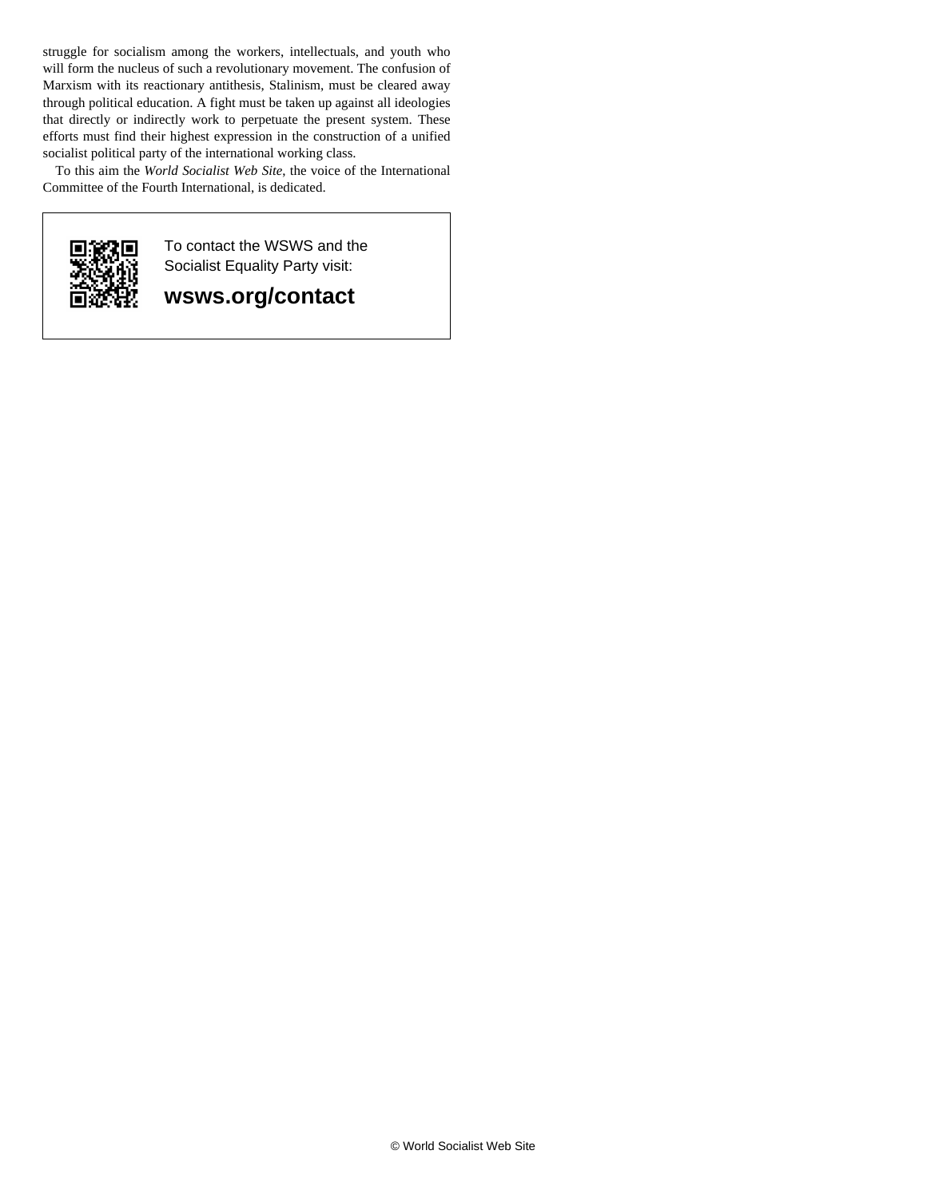struggle for socialism among the workers, intellectuals, and youth who will form the nucleus of such a revolutionary movement. The confusion of Marxism with its reactionary antithesis, Stalinism, must be cleared away through political education. A fight must be taken up against all ideologies that directly or indirectly work to perpetuate the present system. These efforts must find their highest expression in the construction of a unified socialist political party of the international working class.

To this aim the *World Socialist Web Site*, the voice of the International Committee of the Fourth International, is dedicated.

To contact the WSWS and the Socialist Equality Party visit:

**wsws.org/contact**

© World Socialist Web Site